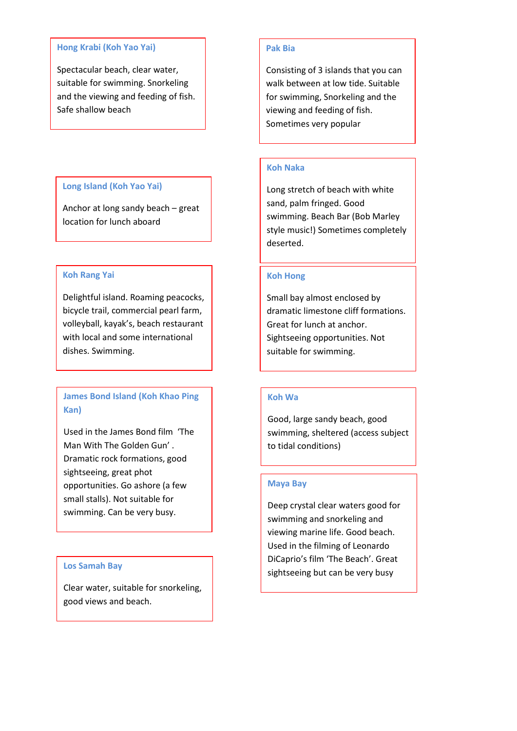### Hong Krabi (Koh Yao Yai)

Spectacular beach, clear water, suitable for swimming. Snorkeling and the viewing and feeding of fish. Safe shallow beach

### Pak Bia

Consisting of 3 islands that you can walk between at low tide. Suitable for swimming, Snorkeling and the viewing and feeding of fish. Sometimes very popular

### Long Island (Koh Yao Yai)

Anchor at long sandy beach – great location for lunch aboard

### Koh Naka

Long stretch of beach with white sand, palm fringed. Good swimming. Beach Bar (Bob Marley style music!) Sometimes completely deserted.

### Koh Rang Yai

Delightful island. Roaming peacocks, bicycle trail, commercial pearl farm, volleyball, kayak's, beach restaurant with local and some international dishes. Swimming.

### Koh Hong

Small bay almost enclosed by dramatic limestone cliff formations. Great for lunch at anchor. Sightseeing opportunities. Not suitable for swimming.

### James Bond Island (Koh Khao Ping Kan)

Used in the James Bond film 'The Man With The Golden Gun' . Dramatic rock formations, good sightseeing, great phot opportunities. Go ashore (a few small stalls). Not suitable for swimming. Can be very busy.

### Koh Wa

Good, large sandy beach, good swimming, sheltered (access subject to tidal conditions)

### Maya Bay

Deep crystal clear waters good for swimming and snorkeling and viewing marine life. Good beach. Used in the filming of Leonardo DiCaprio's film 'The Beach'. Great sightseeing but can be very busy

### Los Samah Bay

Clear water, suitable for snorkeling, good views and beach.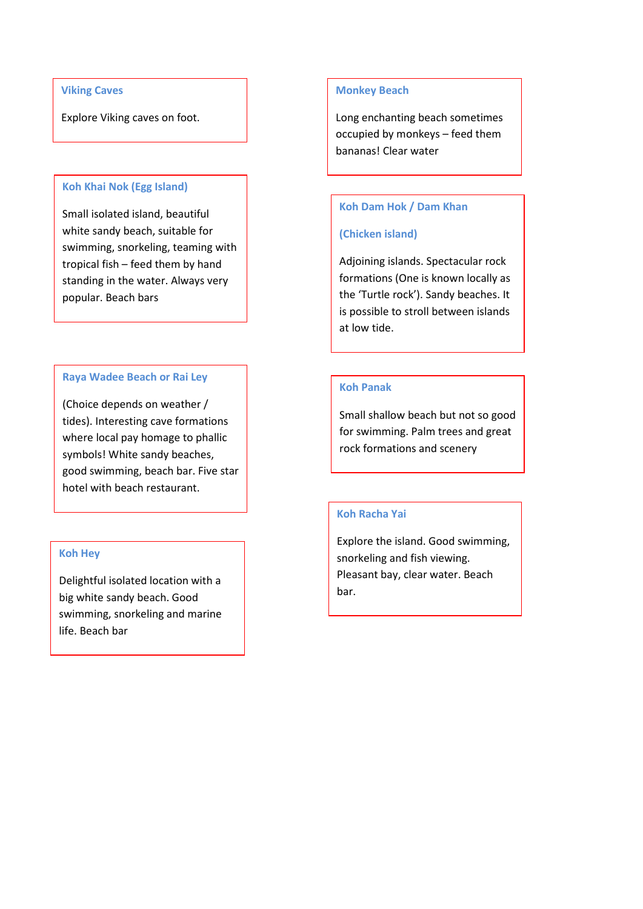### Viking Caves

Explore Viking caves on foot.

### Koh Khai Nok (Egg Island)

Small isolated island, beautiful white sandy beach, suitable for swimming, snorkeling, teaming with tropical fish – feed them by hand standing in the water. Always very popular. Beach bars

### Raya Wadee Beach or Rai Ley

(Choice depends on weather / tides). Interesting cave formations where local pay homage to phallic symbols! White sandy beaches, good swimming, beach bar. Five star hotel with beach restaurant.

### Koh Hey

Delightful isolated location with a big white sandy beach. Good swimming, snorkeling and marine life. Beach bar

### Monkey Beach

Long enchanting beach sometimes occupied by monkeys – feed them bananas! Clear water

### Koh Dam Hok / Dam Khan

### (Chicken island)

Adjoining islands. Spectacular rock formations (One is known locally as the 'Turtle rock'). Sandy beaches. It is possible to stroll between islands at low tide.

### Koh Panak

Small shallow beach but not so good for swimming. Palm trees and great rock formations and scenery

### Koh Racha Yai

Explore the island. Good swimming, snorkeling and fish viewing. Pleasant bay, clear water. Beach bar.